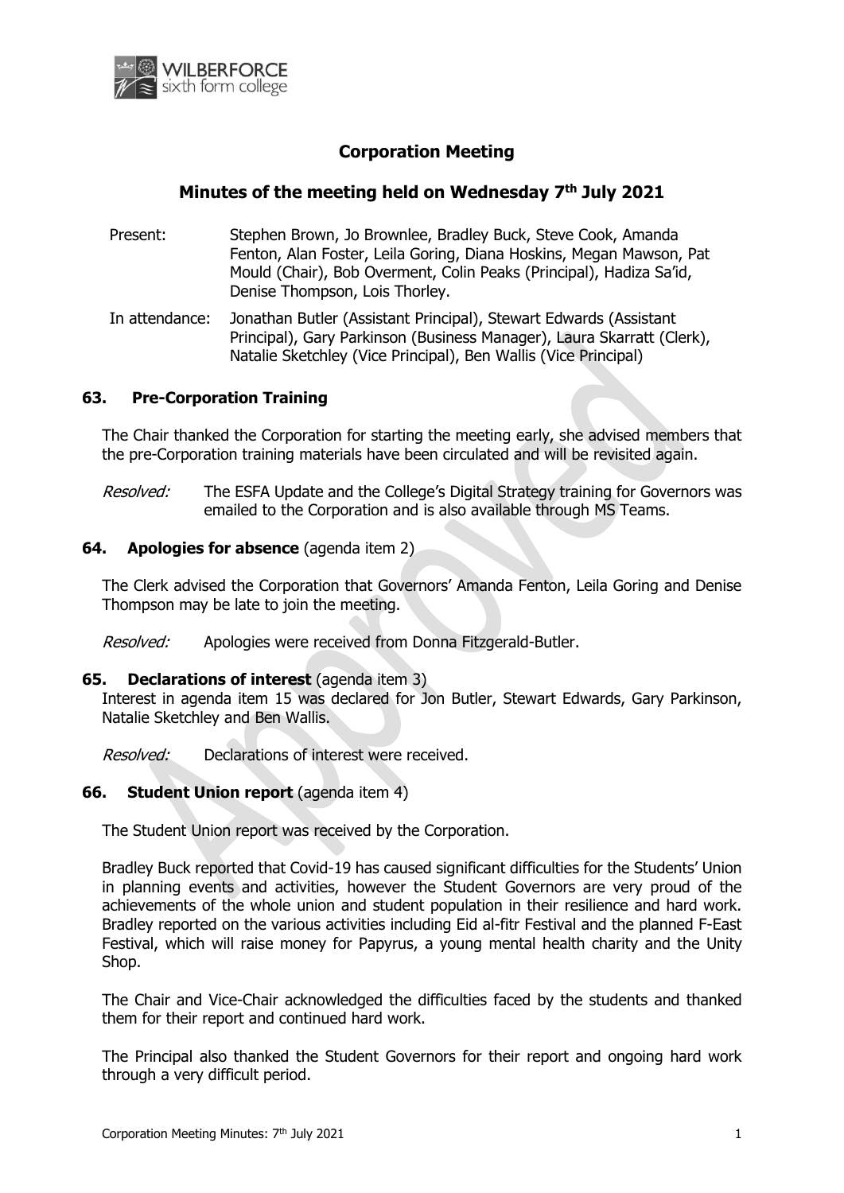# Corporation Meeting

## Minutes of the meeting held on Wednesday 7th July 2021

Present: Stephen Brown, Jo Brownlee, Bradley Buck, Steve Cook, Amanda Fenton, Alan Foster, Leila Goring, Diana Hoskins, Megan Mawson, Pat Mould (Chair), Bob Overment, Colin Peaks (Principal), Hadiza Sa'id, Denise Thompson, Lois Thorley.

In attendance: Jonathan Butler (Assistant Principal), Stewart Edwards (Assistant Principal), Gary Parkinson (Business Manager), Laura Skarratt (Clerk), Natalie Sketchley (Vice Principal), Ben Wallis (Vice Principal)

### 63. Pre-Corporation Training

The Chair thanked the Corporation for starting the meeting early, she advised members that the pre-Corporation training materials have been circulated and will be revisited again.

*Resolved:* The ESFA Update and the College's Digital Strategy training for Governors was emailed to the Corporation and is also available through MS Teams.

### 64. Apologies for absence (agenda item 2)

The Clerk advised the Corporation that Governors' Amanda Fenton, Leila Goring and Denise Thompson may be late to join the meeting.

*Resolved:* Apologies were received from Donna Fitzgerald-Butler.

### 65. Declarations of interest (agenda item 3)

Interest in agenda item 15 was declared for Jon Butler, Stewart Edwards, Gary Parkinson, Natalie Sketchley and Ben Wallis.

*Resolved:* Declarations of interest were received.

### 66. Student Union report (agenda item 4)

The Student Union report was received by the Corporation.

Bradley Buck reported that Covid-19 has caused significant difficulties for the Students' Union in planning events and activities, however the Student Governors are very proud of the achievements of the whole union and student population in their resilience and hard work. Bradley reported on the various activities including Eid al-fitr Festival and the planned F-East Festival, which will raise money for Papyrus, a young mental health charity and the Unity Shop.

The Chair and Vice-Chair acknowledged the difficulties faced by the students and thanked them for their report and continued hard work.

The Principal also thanked the Student Governors for their report and ongoing hard work through a very difficult period.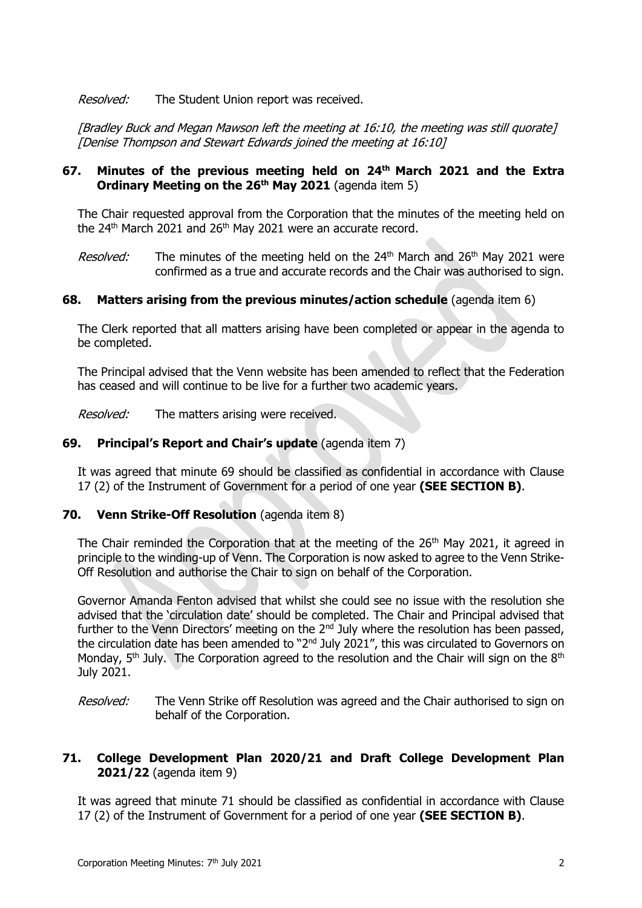*Resolved:* The Student Union report was received.

*[Bradley Buck and Megan Mawson left the meeting at 16:10, the meeting was still quorate]*
*[Denise Thompson and Stewart Edwards joined the meeting at 16:10]*

### 67. Minutes of the previous meeting held on 24th March 2021 and the Extra Ordinary Meeting on the 26th May 2021 (agenda item 5)

The Chair requested approval from the Corporation that the minutes of the meeting held on the 24th March 2021 and 26th May 2021 were an accurate record.

*Resolved:* The minutes of the meeting held on the 24th March and 26th May 2021 were confirmed as a true and accurate records and the Chair was authorised to sign.

### 68. Matters arising from the previous minutes/action schedule (agenda item 6)

The Clerk reported that all matters arising have been completed or appear in the agenda to be completed.

The Principal advised that the Venn website has been amended to reflect that the Federation has ceased and will continue to be live for a further two academic years.

*Resolved:* The matters arising were received.

### 69. Principal's Report and Chair's update (agenda item 7)

It was agreed that minute 69 should be classified as confidential in accordance with Clause 17 (2) of the Instrument of Government for a period of one year **(SEE SECTION B)**.

### 70. Venn Strike-Off Resolution (agenda item 8)

The Chair reminded the Corporation that at the meeting of the 26th May 2021, it agreed in principle to the winding-up of Venn. The Corporation is now asked to agree to the Venn Strike-Off Resolution and authorise the Chair to sign on behalf of the Corporation.

Governor Amanda Fenton advised that whilst she could see no issue with the resolution she advised that the 'circulation date' should be completed. The Chair and Principal advised that further to the Venn Directors' meeting on the 2nd July where the resolution has been passed, the circulation date has been amended to "2nd July 2021", this was circulated to Governors on Monday, 5th July. The Corporation agreed to the resolution and the Chair will sign on the 8th July 2021.

*Resolved:* The Venn Strike off Resolution was agreed and the Chair authorised to sign on behalf of the Corporation.

### 71. College Development Plan 2020/21 and Draft College Development Plan 2021/22 (agenda item 9)

It was agreed that minute 71 should be classified as confidential in accordance with Clause 17 (2) of the Instrument of Government for a period of one year **(SEE SECTION B)**.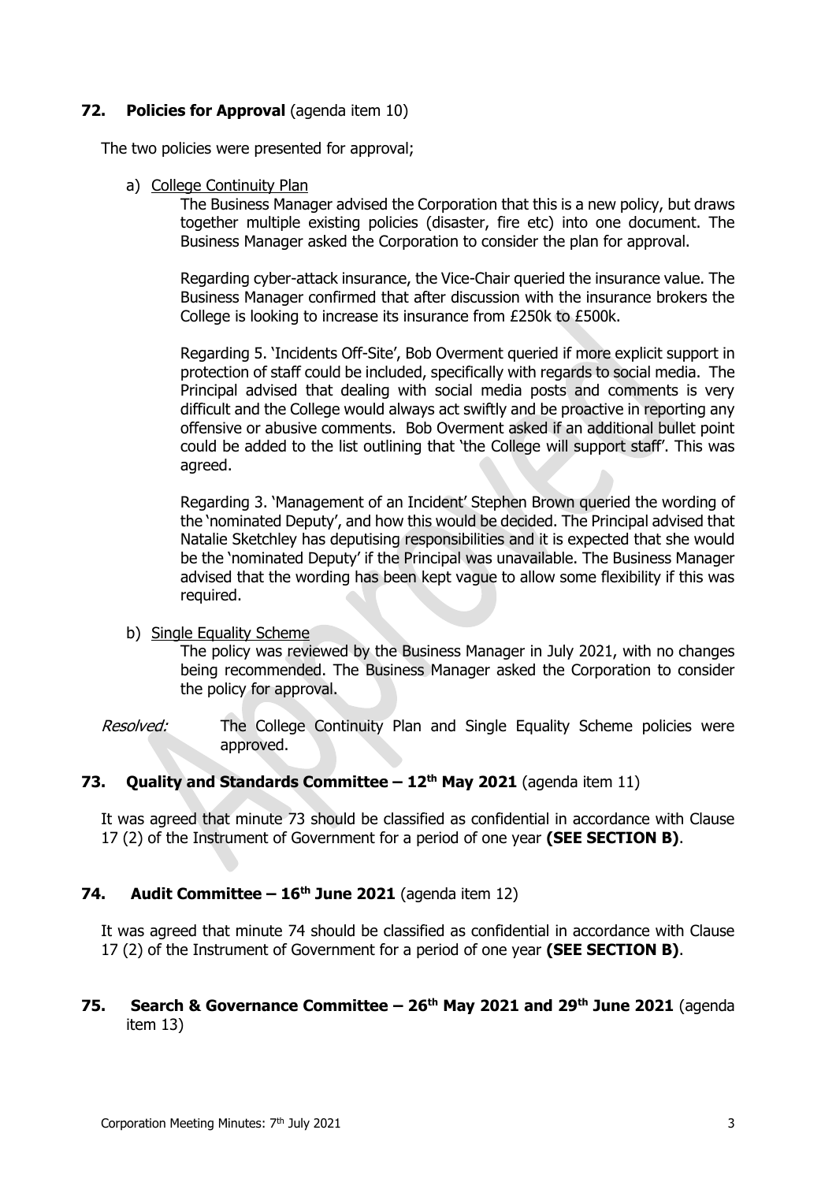## 72. Policies for Approval (agenda item 10)

The two policies were presented for approval;

a) College Continuity Plan

The Business Manager advised the Corporation that this is a new policy, but draws together multiple existing policies (disaster, fire etc) into one document. The Business Manager asked the Corporation to consider the plan for approval.

Regarding cyber-attack insurance, the Vice-Chair queried the insurance value. The Business Manager confirmed that after discussion with the insurance brokers the College is looking to increase its insurance from £250k to £500k.

Regarding 5. 'Incidents Off-Site', Bob Overment queried if more explicit support in protection of staff could be included, specifically with regards to social media. The Principal advised that dealing with social media posts and comments is very difficult and the College would always act swiftly and be proactive in reporting any offensive or abusive comments. Bob Overment asked if an additional bullet point could be added to the list outlining that 'the College will support staff'. This was agreed.

Regarding 3. 'Management of an Incident' Stephen Brown queried the wording of the 'nominated Deputy', and how this would be decided. The Principal advised that Natalie Sketchley has deputising responsibilities and it is expected that she would be the 'nominated Deputy' if the Principal was unavailable. The Business Manager advised that the wording has been kept vague to allow some flexibility if this was required.

b) Single Equality Scheme

The policy was reviewed by the Business Manager in July 2021, with no changes being recommended. The Business Manager asked the Corporation to consider the policy for approval.

*Resolved:* The College Continuity Plan and Single Equality Scheme policies were approved.

## 73. Quality and Standards Committee – 12th May 2021 (agenda item 11)

It was agreed that minute 73 should be classified as confidential in accordance with Clause 17 (2) of the Instrument of Government for a period of one year **(SEE SECTION B)**.

## 74. Audit Committee – 16th June 2021 (agenda item 12)

It was agreed that minute 74 should be classified as confidential in accordance with Clause 17 (2) of the Instrument of Government for a period of one year **(SEE SECTION B)**.

## 75. Search & Governance Committee – 26th May 2021 and 29th June 2021 (agenda item 13)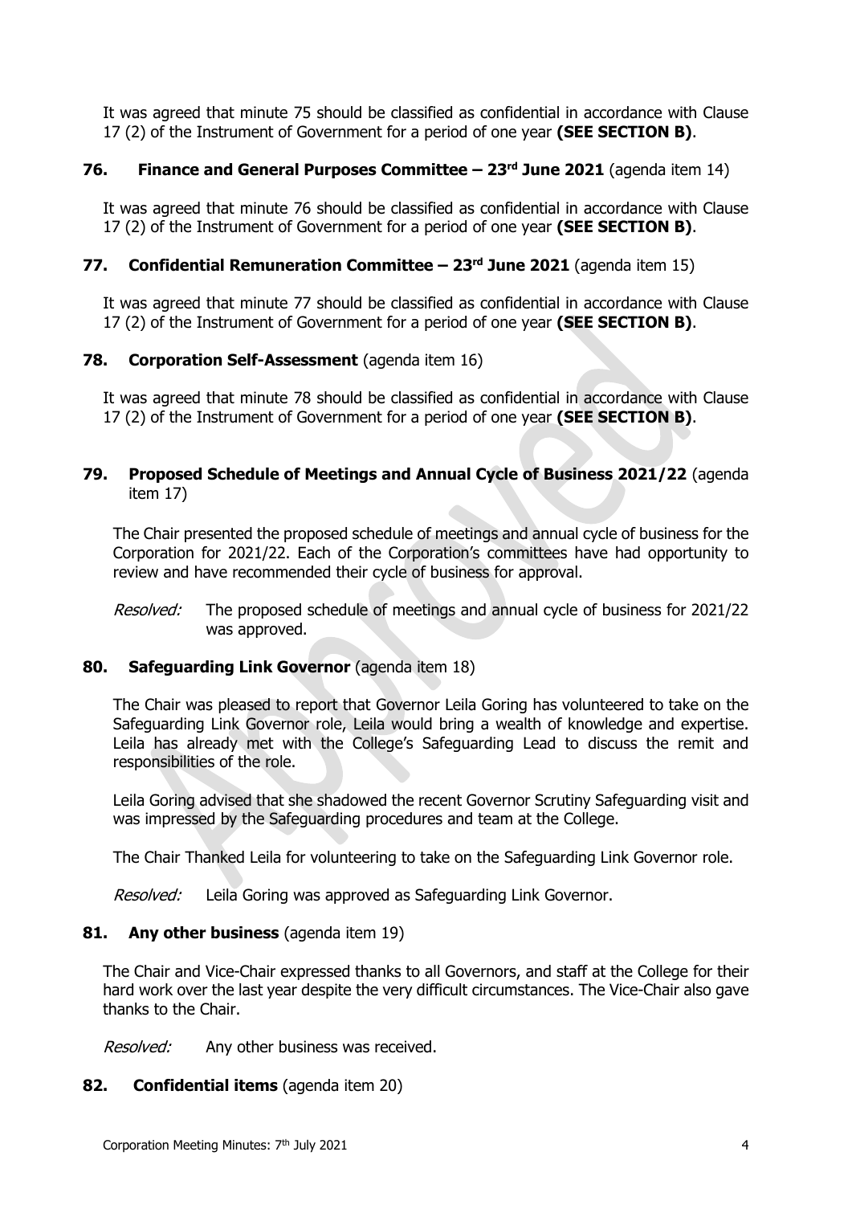It was agreed that minute 75 should be classified as confidential in accordance with Clause 17 (2) of the Instrument of Government for a period of one year **(SEE SECTION B)**.

### 76. Finance and General Purposes Committee – 23rd June 2021 (agenda item 14)

It was agreed that minute 76 should be classified as confidential in accordance with Clause 17 (2) of the Instrument of Government for a period of one year **(SEE SECTION B)**.

### 77. Confidential Remuneration Committee – 23rd June 2021 (agenda item 15)

It was agreed that minute 77 should be classified as confidential in accordance with Clause 17 (2) of the Instrument of Government for a period of one year **(SEE SECTION B)**.

### 78. Corporation Self-Assessment (agenda item 16)

It was agreed that minute 78 should be classified as confidential in accordance with Clause 17 (2) of the Instrument of Government for a period of one year **(SEE SECTION B)**.

### 79. Proposed Schedule of Meetings and Annual Cycle of Business 2021/22 (agenda item 17)

The Chair presented the proposed schedule of meetings and annual cycle of business for the Corporation for 2021/22. Each of the Corporation's committees have had opportunity to review and have recommended their cycle of business for approval.

*Resolved:* The proposed schedule of meetings and annual cycle of business for 2021/22 was approved.

### 80. Safeguarding Link Governor (agenda item 18)

The Chair was pleased to report that Governor Leila Goring has volunteered to take on the Safeguarding Link Governor role, Leila would bring a wealth of knowledge and expertise. Leila has already met with the College's Safeguarding Lead to discuss the remit and responsibilities of the role.

Leila Goring advised that she shadowed the recent Governor Scrutiny Safeguarding visit and was impressed by the Safeguarding procedures and team at the College.

The Chair Thanked Leila for volunteering to take on the Safeguarding Link Governor role.

*Resolved:* Leila Goring was approved as Safeguarding Link Governor.

### 81. Any other business (agenda item 19)

The Chair and Vice-Chair expressed thanks to all Governors, and staff at the College for their hard work over the last year despite the very difficult circumstances. The Vice-Chair also gave thanks to the Chair.

*Resolved:* Any other business was received.

### 82. Confidential items (agenda item 20)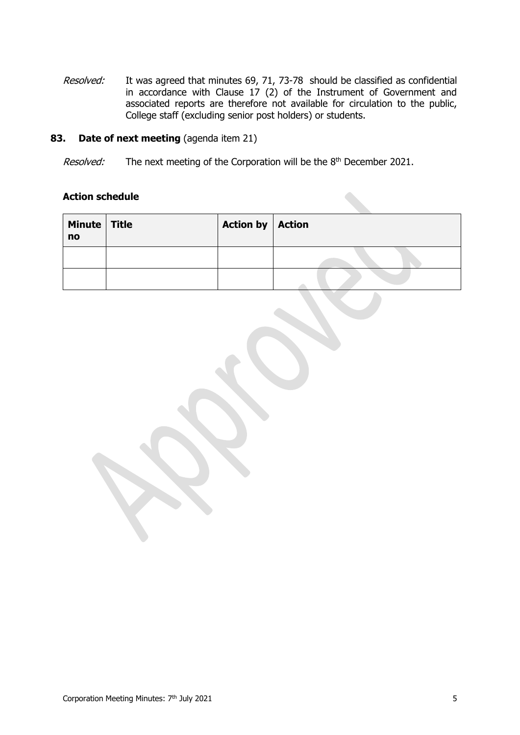*Resolved:* It was agreed that minutes 69, 71, 73-78 should be classified as confidential in accordance with Clause 17 (2) of the Instrument of Government and associated reports are therefore not available for circulation to the public, College staff (excluding senior post holders) or students.

**83. Date of next meeting** (agenda item 21)

*Resolved:* The next meeting of the Corporation will be the 8th December 2021.

**Action schedule**

| Minute no | Title | Action by | Action |
|---|---|---|---|
| | | | |
| | | | |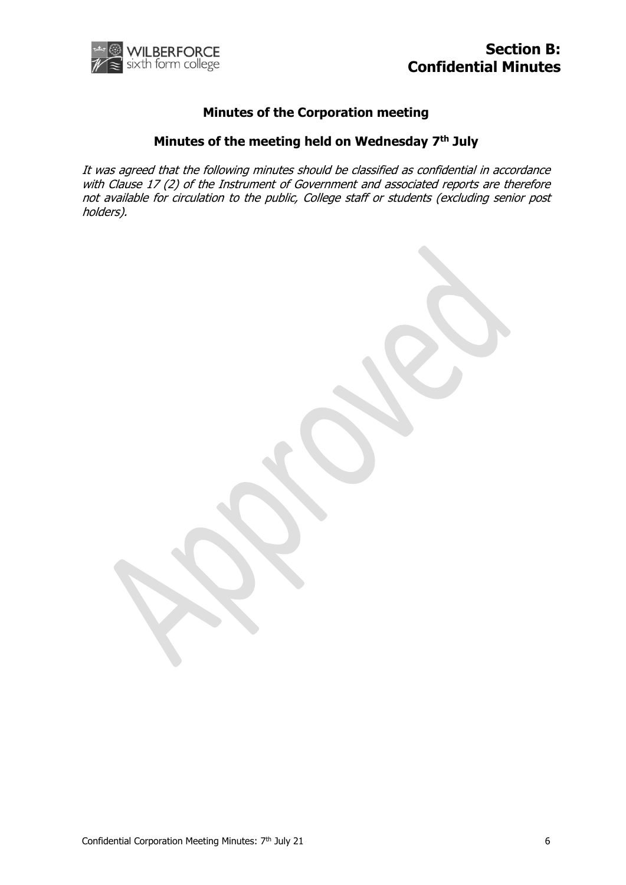## Section B: Confidential Minutes

### Minutes of the Corporation meeting

### Minutes of the meeting held on Wednesday 7th July

*It was agreed that the following minutes should be classified as confidential in accordance with Clause 17 (2) of the Instrument of Government and associated reports are therefore not available for circulation to the public, College staff or students (excluding senior post holders).*